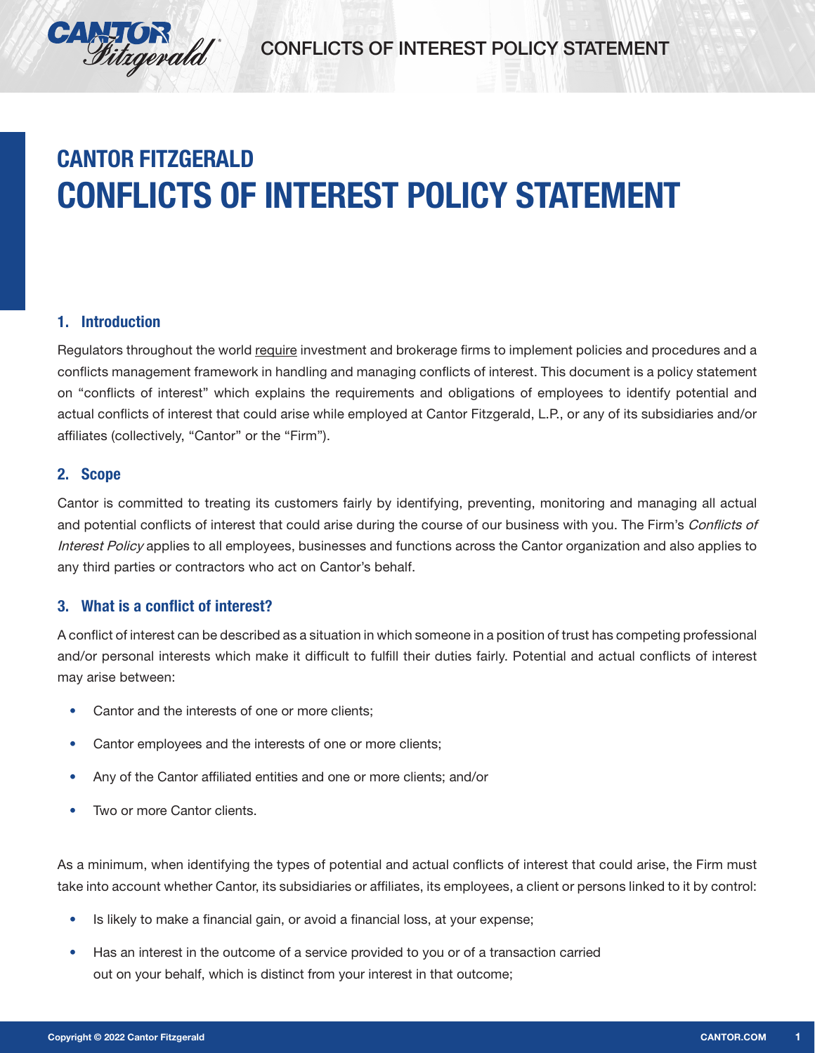# CANTOR FITZGERALD
# CONFLICTS OF INTEREST POLICY STATEMENT

## 1. Introduction

Regulators throughout the world require investment and brokerage firms to implement policies and procedures and a conflicts management framework in handling and managing conflicts of interest. This document is a policy statement on "conflicts of interest" which explains the requirements and obligations of employees to identify potential and actual conflicts of interest that could arise while employed at Cantor Fitzgerald, L.P., or any of its subsidiaries and/or affiliates (collectively, "Cantor" or the "Firm").

## 2. Scope

Cantor is committed to treating its customers fairly by identifying, preventing, monitoring and managing all actual and potential conflicts of interest that could arise during the course of our business with you. The Firm's *Conflicts of Interest Policy* applies to all employees, businesses and functions across the Cantor organization and also applies to any third parties or contractors who act on Cantor's behalf.

## 3. What is a conflict of interest?

A conflict of interest can be described as a situation in which someone in a position of trust has competing professional and/or personal interests which make it difficult to fulfill their duties fairly. Potential and actual conflicts of interest may arise between:

- Cantor and the interests of one or more clients;
- Cantor employees and the interests of one or more clients;
- Any of the Cantor affiliated entities and one or more clients; and/or
- Two or more Cantor clients.

As a minimum, when identifying the types of potential and actual conflicts of interest that could arise, the Firm must take into account whether Cantor, its subsidiaries or affiliates, its employees, a client or persons linked to it by control:

- Is likely to make a financial gain, or avoid a financial loss, at your expense;
- Has an interest in the outcome of a service provided to you or of a transaction carried out on your behalf, which is distinct from your interest in that outcome;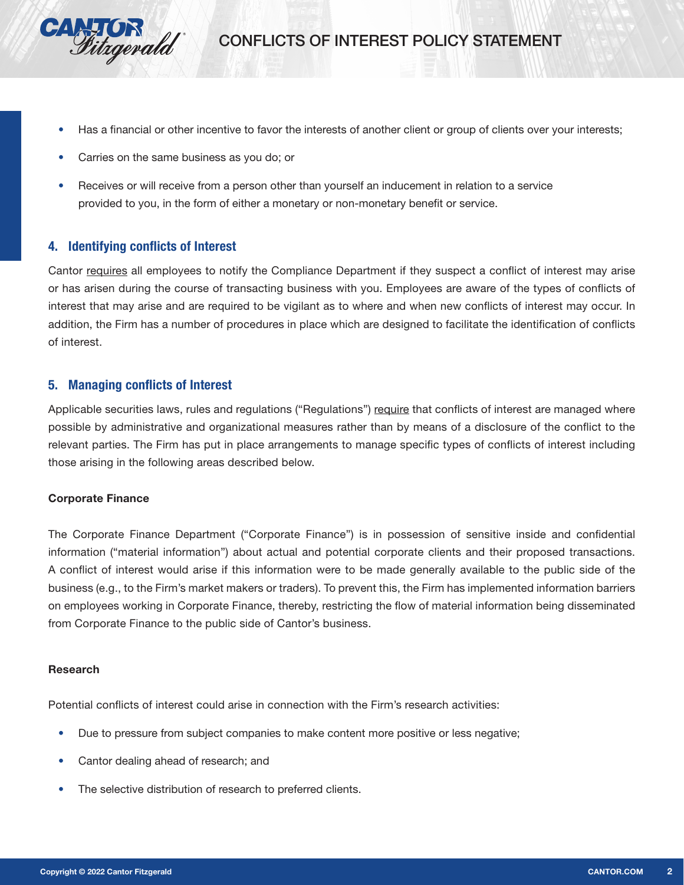- Has a financial or other incentive to favor the interests of another client or group of clients over your interests;
- Carries on the same business as you do; or
- Receives or will receive from a person other than yourself an inducement in relation to a service provided to you, in the form of either a monetary or non-monetary benefit or service.

## 4. Identifying conflicts of Interest

Cantor requires all employees to notify the Compliance Department if they suspect a conflict of interest may arise or has arisen during the course of transacting business with you. Employees are aware of the types of conflicts of interest that may arise and are required to be vigilant as to where and when new conflicts of interest may occur. In addition, the Firm has a number of procedures in place which are designed to facilitate the identification of conflicts of interest.

## 5. Managing conflicts of Interest

Applicable securities laws, rules and regulations ("Regulations") require that conflicts of interest are managed where possible by administrative and organizational measures rather than by means of a disclosure of the conflict to the relevant parties. The Firm has put in place arrangements to manage specific types of conflicts of interest including those arising in the following areas described below.

**Corporate Finance**

The Corporate Finance Department ("Corporate Finance") is in possession of sensitive inside and confidential information ("material information") about actual and potential corporate clients and their proposed transactions. A conflict of interest would arise if this information were to be made generally available to the public side of the business (e.g., to the Firm's market makers or traders). To prevent this, the Firm has implemented information barriers on employees working in Corporate Finance, thereby, restricting the flow of material information being disseminated from Corporate Finance to the public side of Cantor's business.

**Research**

Potential conflicts of interest could arise in connection with the Firm's research activities:

- Due to pressure from subject companies to make content more positive or less negative;
- Cantor dealing ahead of research; and
- The selective distribution of research to preferred clients.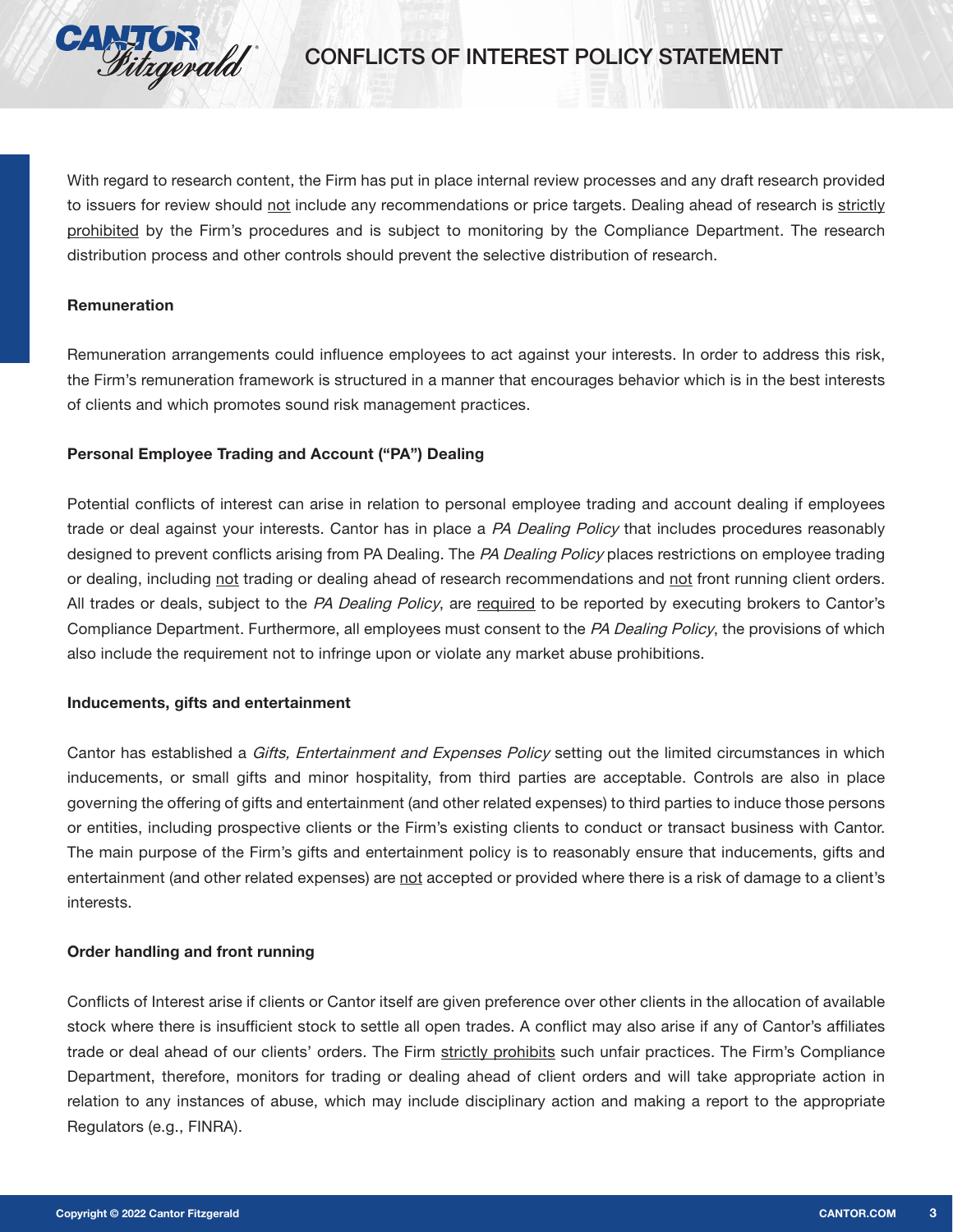With regard to research content, the Firm has put in place internal review processes and any draft research provided to issuers for review should not include any recommendations or price targets. Dealing ahead of research is strictly prohibited by the Firm's procedures and is subject to monitoring by the Compliance Department. The research distribution process and other controls should prevent the selective distribution of research.

**Remuneration**

Remuneration arrangements could influence employees to act against your interests. In order to address this risk, the Firm's remuneration framework is structured in a manner that encourages behavior which is in the best interests of clients and which promotes sound risk management practices.

**Personal Employee Trading and Account ("PA") Dealing**

Potential conflicts of interest can arise in relation to personal employee trading and account dealing if employees trade or deal against your interests. Cantor has in place a *PA Dealing Policy* that includes procedures reasonably designed to prevent conflicts arising from PA Dealing. The *PA Dealing Policy* places restrictions on employee trading or dealing, including not trading or dealing ahead of research recommendations and not front running client orders. All trades or deals, subject to the *PA Dealing Policy*, are required to be reported by executing brokers to Cantor's Compliance Department. Furthermore, all employees must consent to the *PA Dealing Policy*, the provisions of which also include the requirement not to infringe upon or violate any market abuse prohibitions.

**Inducements, gifts and entertainment**

Cantor has established a *Gifts, Entertainment and Expenses Policy* setting out the limited circumstances in which inducements, or small gifts and minor hospitality, from third parties are acceptable. Controls are also in place governing the offering of gifts and entertainment (and other related expenses) to third parties to induce those persons or entities, including prospective clients or the Firm's existing clients to conduct or transact business with Cantor. The main purpose of the Firm's gifts and entertainment policy is to reasonably ensure that inducements, gifts and entertainment (and other related expenses) are not accepted or provided where there is a risk of damage to a client's interests.

**Order handling and front running**

Conflicts of Interest arise if clients or Cantor itself are given preference over other clients in the allocation of available stock where there is insufficient stock to settle all open trades. A conflict may also arise if any of Cantor's affiliates trade or deal ahead of our clients' orders. The Firm strictly prohibits such unfair practices. The Firm's Compliance Department, therefore, monitors for trading or dealing ahead of client orders and will take appropriate action in relation to any instances of abuse, which may include disciplinary action and making a report to the appropriate Regulators (e.g., FINRA).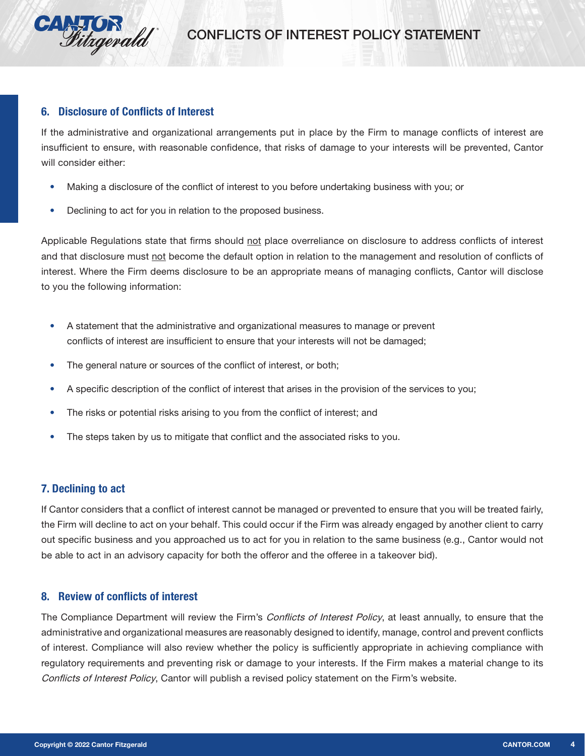## 6. Disclosure of Conflicts of Interest

If the administrative and organizational arrangements put in place by the Firm to manage conflicts of interest are insufficient to ensure, with reasonable confidence, that risks of damage to your interests will be prevented, Cantor will consider either:

- Making a disclosure of the conflict of interest to you before undertaking business with you; or
- Declining to act for you in relation to the proposed business.

Applicable Regulations state that firms should not place overreliance on disclosure to address conflicts of interest and that disclosure must not become the default option in relation to the management and resolution of conflicts of interest. Where the Firm deems disclosure to be an appropriate means of managing conflicts, Cantor will disclose to you the following information:

- A statement that the administrative and organizational measures to manage or prevent conflicts of interest are insufficient to ensure that your interests will not be damaged;
- The general nature or sources of the conflict of interest, or both;
- A specific description of the conflict of interest that arises in the provision of the services to you;
- The risks or potential risks arising to you from the conflict of interest; and
- The steps taken by us to mitigate that conflict and the associated risks to you.

## 7. Declining to act

If Cantor considers that a conflict of interest cannot be managed or prevented to ensure that you will be treated fairly, the Firm will decline to act on your behalf. This could occur if the Firm was already engaged by another client to carry out specific business and you approached us to act for you in relation to the same business (e.g., Cantor would not be able to act in an advisory capacity for both the offeror and the offeree in a takeover bid).

## 8. Review of conflicts of interest

The Compliance Department will review the Firm's *Conflicts of Interest Policy*, at least annually, to ensure that the administrative and organizational measures are reasonably designed to identify, manage, control and prevent conflicts of interest. Compliance will also review whether the policy is sufficiently appropriate in achieving compliance with regulatory requirements and preventing risk or damage to your interests. If the Firm makes a material change to its *Conflicts of Interest Policy*, Cantor will publish a revised policy statement on the Firm's website.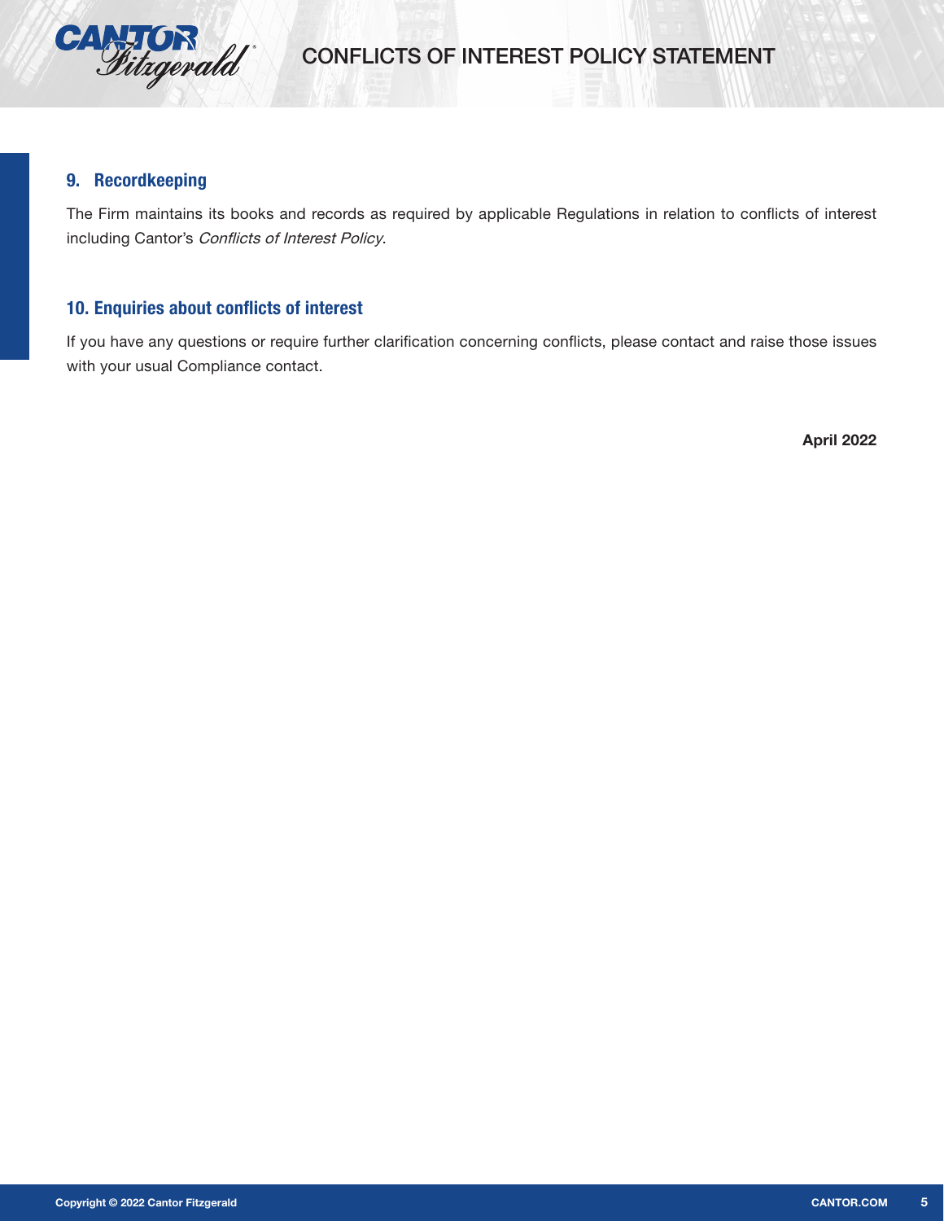## 9. Recordkeeping

The Firm maintains its books and records as required by applicable Regulations in relation to conflicts of interest including Cantor's *Conflicts of Interest Policy*.

## 10. Enquiries about conflicts of interest

If you have any questions or require further clarification concerning conflicts, please contact and raise those issues with your usual Compliance contact.

**April 2022**